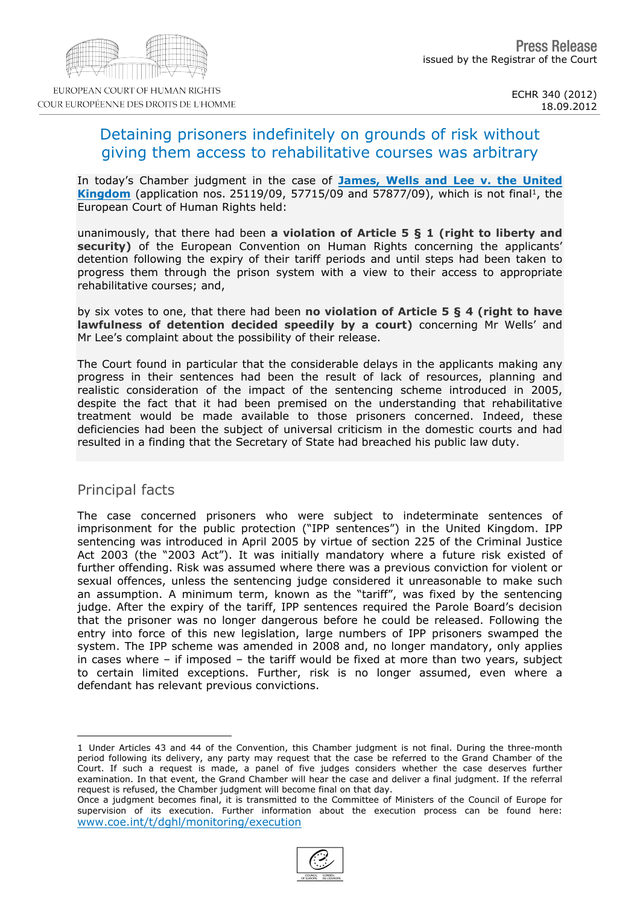EUROPEAN COURT OF HUMAN RIGHTS
COUR EUROPÉENNE DES DROITS DE L'HOMME

**Press Release**
issued by the Registrar of the Court

ECHR 340 (2012)
18.09.2012

# Detaining prisoners indefinitely on grounds of risk without giving them access to rehabilitative courses was arbitrary

In today's Chamber judgment in the case of **James, Wells and Lee v. the United Kingdom** (application nos. 25119/09, 57715/09 and 57877/09), which is not final[1], the European Court of Human Rights held:

unanimously, that there had been **a violation of Article 5 § 1 (right to liberty and security)** of the European Convention on Human Rights concerning the applicants' detention following the expiry of their tariff periods and until steps had been taken to progress them through the prison system with a view to their access to appropriate rehabilitative courses; and,

by six votes to one, that there had been **no violation of Article 5 § 4 (right to have lawfulness of detention decided speedily by a court)** concerning Mr Wells' and Mr Lee's complaint about the possibility of their release.

The Court found in particular that the considerable delays in the applicants making any progress in their sentences had been the result of lack of resources, planning and realistic consideration of the impact of the sentencing scheme introduced in 2005, despite the fact that it had been premised on the understanding that rehabilitative treatment would be made available to those prisoners concerned. Indeed, these deficiencies had been the subject of universal criticism in the domestic courts and had resulted in a finding that the Secretary of State had breached his public law duty.

## Principal facts

The case concerned prisoners who were subject to indeterminate sentences of imprisonment for the public protection ("IPP sentences") in the United Kingdom. IPP sentencing was introduced in April 2005 by virtue of section 225 of the Criminal Justice Act 2003 (the "2003 Act"). It was initially mandatory where a future risk existed of further offending. Risk was assumed where there was a previous conviction for violent or sexual offences, unless the sentencing judge considered it unreasonable to make such an assumption. A minimum term, known as the "tariff", was fixed by the sentencing judge. After the expiry of the tariff, IPP sentences required the Parole Board's decision that the prisoner was no longer dangerous before he could be released. Following the entry into force of this new legislation, large numbers of IPP prisoners swamped the system. The IPP scheme was amended in 2008 and, no longer mandatory, only applies in cases where – if imposed – the tariff would be fixed at more than two years, subject to certain limited exceptions. Further, risk is no longer assumed, even where a defendant has relevant previous convictions.

---

1 Under Articles 43 and 44 of the Convention, this Chamber judgment is not final. During the three-month period following its delivery, any party may request that the case be referred to the Grand Chamber of the Court. If such a request is made, a panel of five judges considers whether the case deserves further examination. In that event, the Grand Chamber will hear the case and deliver a final judgment. If the referral request is refused, the Chamber judgment will become final on that day.
Once a judgment becomes final, it is transmitted to the Committee of Ministers of the Council of Europe for supervision of its execution. Further information about the execution process can be found here: www.coe.int/t/dghl/monitoring/execution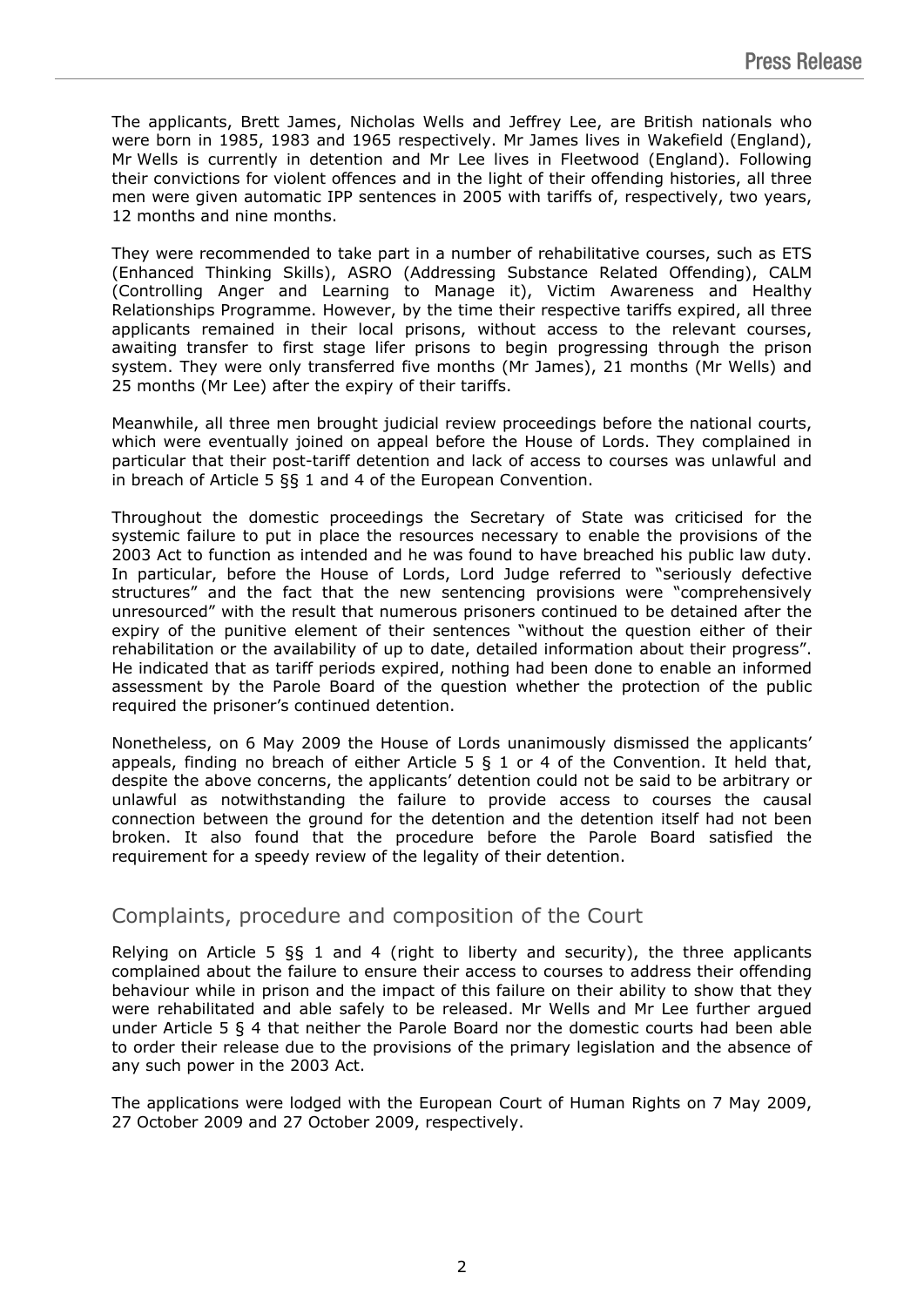The applicants, Brett James, Nicholas Wells and Jeffrey Lee, are British nationals who were born in 1985, 1983 and 1965 respectively. Mr James lives in Wakefield (England), Mr Wells is currently in detention and Mr Lee lives in Fleetwood (England). Following their convictions for violent offences and in the light of their offending histories, all three men were given automatic IPP sentences in 2005 with tariffs of, respectively, two years, 12 months and nine months.

They were recommended to take part in a number of rehabilitative courses, such as ETS (Enhanced Thinking Skills), ASRO (Addressing Substance Related Offending), CALM (Controlling Anger and Learning to Manage it), Victim Awareness and Healthy Relationships Programme. However, by the time their respective tariffs expired, all three applicants remained in their local prisons, without access to the relevant courses, awaiting transfer to first stage lifer prisons to begin progressing through the prison system. They were only transferred five months (Mr James), 21 months (Mr Wells) and 25 months (Mr Lee) after the expiry of their tariffs.

Meanwhile, all three men brought judicial review proceedings before the national courts, which were eventually joined on appeal before the House of Lords. They complained in particular that their post-tariff detention and lack of access to courses was unlawful and in breach of Article 5 §§ 1 and 4 of the European Convention.

Throughout the domestic proceedings the Secretary of State was criticised for the systemic failure to put in place the resources necessary to enable the provisions of the 2003 Act to function as intended and he was found to have breached his public law duty. In particular, before the House of Lords, Lord Judge referred to "seriously defective structures" and the fact that the new sentencing provisions were "comprehensively unresourced" with the result that numerous prisoners continued to be detained after the expiry of the punitive element of their sentences "without the question either of their rehabilitation or the availability of up to date, detailed information about their progress". He indicated that as tariff periods expired, nothing had been done to enable an informed assessment by the Parole Board of the question whether the protection of the public required the prisoner's continued detention.

Nonetheless, on 6 May 2009 the House of Lords unanimously dismissed the applicants' appeals, finding no breach of either Article 5 § 1 or 4 of the Convention. It held that, despite the above concerns, the applicants' detention could not be said to be arbitrary or unlawful as notwithstanding the failure to provide access to courses the causal connection between the ground for the detention and the detention itself had not been broken. It also found that the procedure before the Parole Board satisfied the requirement for a speedy review of the legality of their detention.

## Complaints, procedure and composition of the Court

Relying on Article 5 §§ 1 and 4 (right to liberty and security), the three applicants complained about the failure to ensure their access to courses to address their offending behaviour while in prison and the impact of this failure on their ability to show that they were rehabilitated and able safely to be released. Mr Wells and Mr Lee further argued under Article 5 § 4 that neither the Parole Board nor the domestic courts had been able to order their release due to the provisions of the primary legislation and the absence of any such power in the 2003 Act.

The applications were lodged with the European Court of Human Rights on 7 May 2009, 27 October 2009 and 27 October 2009, respectively.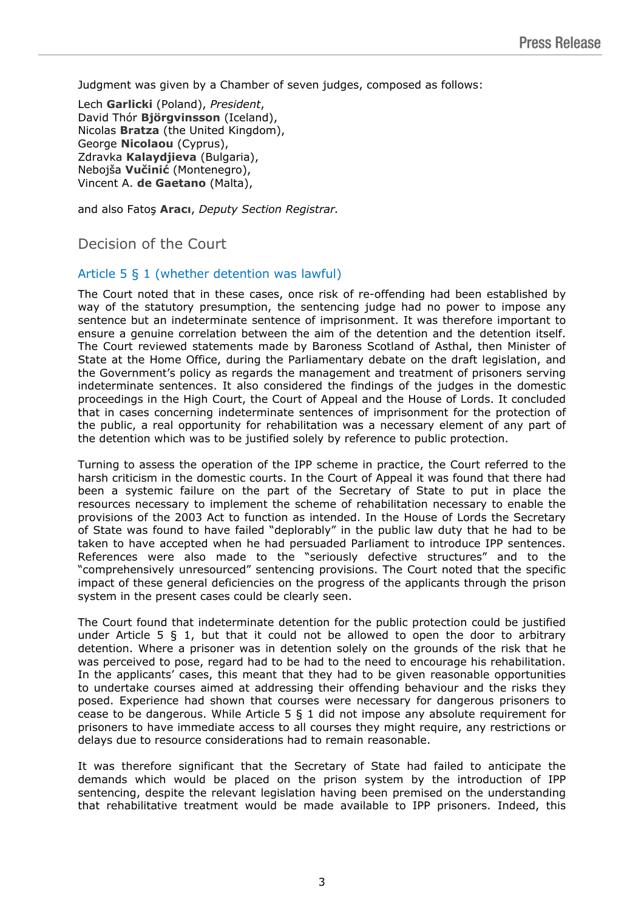Judgment was given by a Chamber of seven judges, composed as follows:

Lech **Garlicki** (Poland), *President*,
David Thór **Björgvinsson** (Iceland),
Nicolas **Bratza** (the United Kingdom),
George **Nicolaou** (Cyprus),
Zdravka **Kalaydjieva** (Bulgaria),
Nebojša **Vučinić** (Montenegro),
Vincent A. **de Gaetano** (Malta),

and also Fatoş **Aracı**, *Deputy Section Registrar.*

## Decision of the Court

### Article 5 § 1 (whether detention was lawful)

The Court noted that in these cases, once risk of re-offending had been established by way of the statutory presumption, the sentencing judge had no power to impose any sentence but an indeterminate sentence of imprisonment. It was therefore important to ensure a genuine correlation between the aim of the detention and the detention itself. The Court reviewed statements made by Baroness Scotland of Asthal, then Minister of State at the Home Office, during the Parliamentary debate on the draft legislation, and the Government's policy as regards the management and treatment of prisoners serving indeterminate sentences. It also considered the findings of the judges in the domestic proceedings in the High Court, the Court of Appeal and the House of Lords. It concluded that in cases concerning indeterminate sentences of imprisonment for the protection of the public, a real opportunity for rehabilitation was a necessary element of any part of the detention which was to be justified solely by reference to public protection.

Turning to assess the operation of the IPP scheme in practice, the Court referred to the harsh criticism in the domestic courts. In the Court of Appeal it was found that there had been a systemic failure on the part of the Secretary of State to put in place the resources necessary to implement the scheme of rehabilitation necessary to enable the provisions of the 2003 Act to function as intended. In the House of Lords the Secretary of State was found to have failed "deplorably" in the public law duty that he had to be taken to have accepted when he had persuaded Parliament to introduce IPP sentences. References were also made to the "seriously defective structures" and to the "comprehensively unresourced" sentencing provisions. The Court noted that the specific impact of these general deficiencies on the progress of the applicants through the prison system in the present cases could be clearly seen.

The Court found that indeterminate detention for the public protection could be justified under Article 5 § 1, but that it could not be allowed to open the door to arbitrary detention. Where a prisoner was in detention solely on the grounds of the risk that he was perceived to pose, regard had to be had to the need to encourage his rehabilitation. In the applicants' cases, this meant that they had to be given reasonable opportunities to undertake courses aimed at addressing their offending behaviour and the risks they posed. Experience had shown that courses were necessary for dangerous prisoners to cease to be dangerous. While Article 5 § 1 did not impose any absolute requirement for prisoners to have immediate access to all courses they might require, any restrictions or delays due to resource considerations had to remain reasonable.

It was therefore significant that the Secretary of State had failed to anticipate the demands which would be placed on the prison system by the introduction of IPP sentencing, despite the relevant legislation having been premised on the understanding that rehabilitative treatment would be made available to IPP prisoners. Indeed, this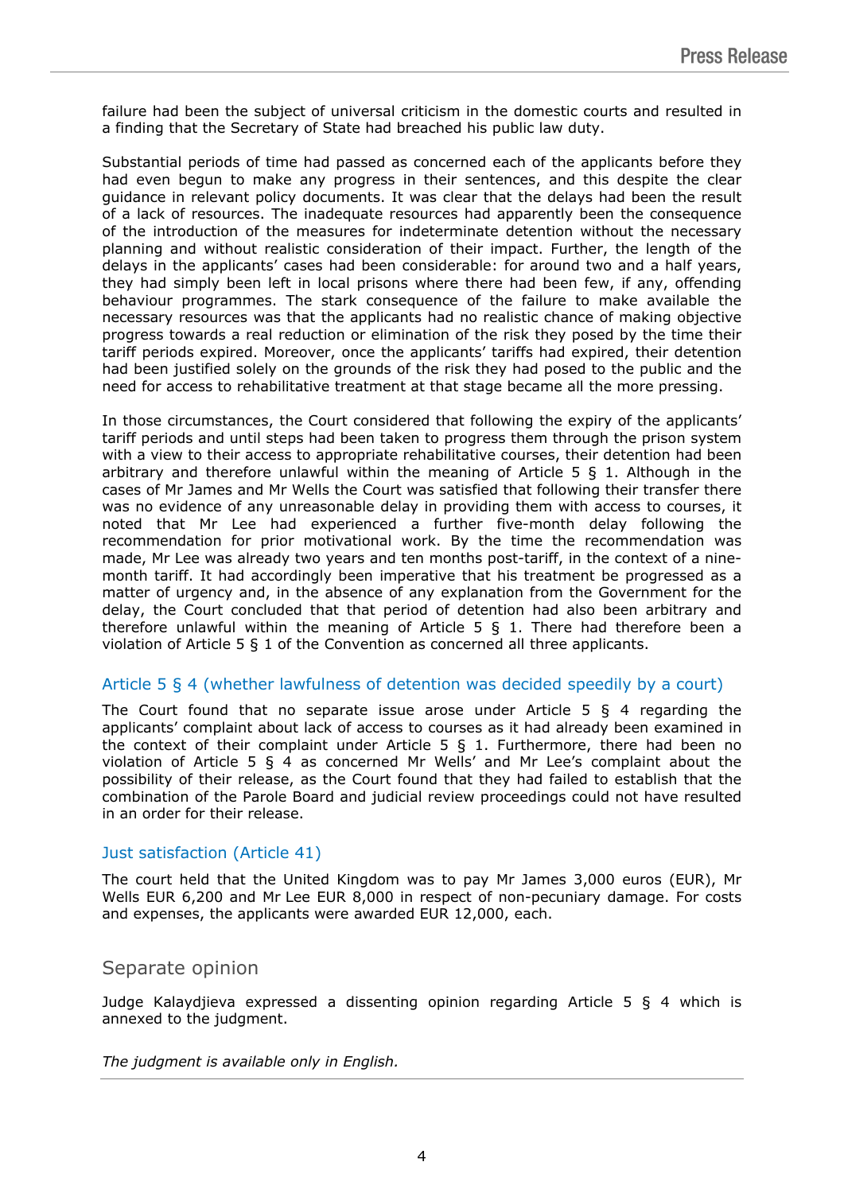failure had been the subject of universal criticism in the domestic courts and resulted in a finding that the Secretary of State had breached his public law duty.

Substantial periods of time had passed as concerned each of the applicants before they had even begun to make any progress in their sentences, and this despite the clear guidance in relevant policy documents. It was clear that the delays had been the result of a lack of resources. The inadequate resources had apparently been the consequence of the introduction of the measures for indeterminate detention without the necessary planning and without realistic consideration of their impact. Further, the length of the delays in the applicants' cases had been considerable: for around two and a half years, they had simply been left in local prisons where there had been few, if any, offending behaviour programmes. The stark consequence of the failure to make available the necessary resources was that the applicants had no realistic chance of making objective progress towards a real reduction or elimination of the risk they posed by the time their tariff periods expired. Moreover, once the applicants' tariffs had expired, their detention had been justified solely on the grounds of the risk they had posed to the public and the need for access to rehabilitative treatment at that stage became all the more pressing.

In those circumstances, the Court considered that following the expiry of the applicants' tariff periods and until steps had been taken to progress them through the prison system with a view to their access to appropriate rehabilitative courses, their detention had been arbitrary and therefore unlawful within the meaning of Article 5 § 1. Although in the cases of Mr James and Mr Wells the Court was satisfied that following their transfer there was no evidence of any unreasonable delay in providing them with access to courses, it noted that Mr Lee had experienced a further five-month delay following the recommendation for prior motivational work. By the time the recommendation was made, Mr Lee was already two years and ten months post-tariff, in the context of a nine-month tariff. It had accordingly been imperative that his treatment be progressed as a matter of urgency and, in the absence of any explanation from the Government for the delay, the Court concluded that that period of detention had also been arbitrary and therefore unlawful within the meaning of Article 5 § 1. There had therefore been a violation of Article 5 § 1 of the Convention as concerned all three applicants.

### Article 5 § 4 (whether lawfulness of detention was decided speedily by a court)

The Court found that no separate issue arose under Article 5 § 4 regarding the applicants' complaint about lack of access to courses as it had already been examined in the context of their complaint under Article 5 § 1. Furthermore, there had been no violation of Article 5 § 4 as concerned Mr Wells' and Mr Lee's complaint about the possibility of their release, as the Court found that they had failed to establish that the combination of the Parole Board and judicial review proceedings could not have resulted in an order for their release.

### Just satisfaction (Article 41)

The court held that the United Kingdom was to pay Mr James 3,000 euros (EUR), Mr Wells EUR 6,200 and Mr Lee EUR 8,000 in respect of non-pecuniary damage. For costs and expenses, the applicants were awarded EUR 12,000, each.

## Separate opinion

Judge Kalaydjieva expressed a dissenting opinion regarding Article 5 § 4 which is annexed to the judgment.

*The judgment is available only in English.*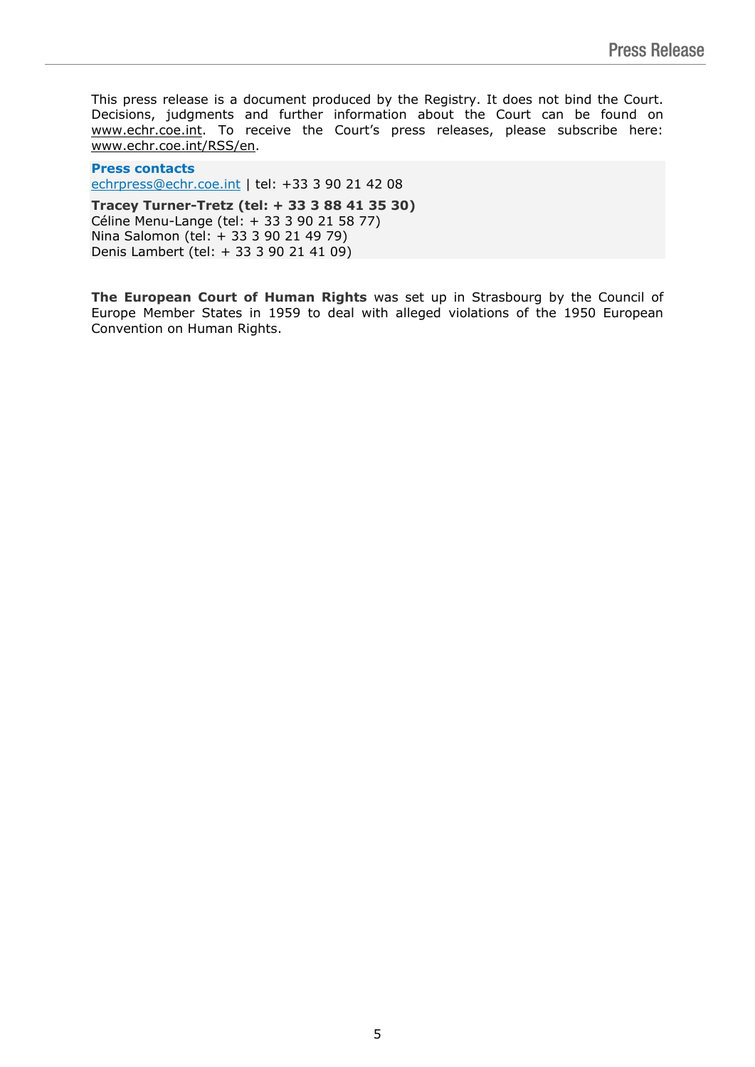This press release is a document produced by the Registry. It does not bind the Court. Decisions, judgments and further information about the Court can be found on www.echr.coe.int. To receive the Court's press releases, please subscribe here: www.echr.coe.int/RSS/en.

**Press contacts**
echrpress@echr.coe.int | tel: +33 3 90 21 42 08

**Tracey Turner-Tretz (tel: + 33 3 88 41 35 30)**
Céline Menu-Lange (tel: + 33 3 90 21 58 77)
Nina Salomon (tel: + 33 3 90 21 49 79)
Denis Lambert (tel: + 33 3 90 21 41 09)

**The European Court of Human Rights** was set up in Strasbourg by the Council of Europe Member States in 1959 to deal with alleged violations of the 1950 European Convention on Human Rights.